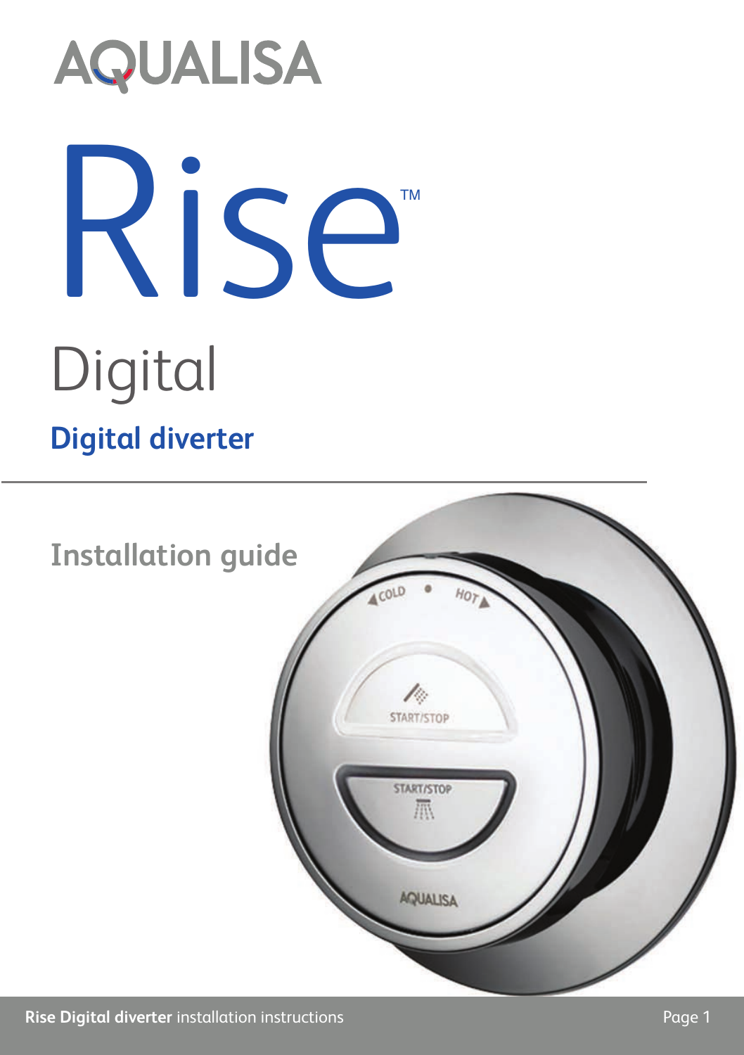AQUALISA

# Rise™

## Digital

### Digital diverter

---

## Installation guide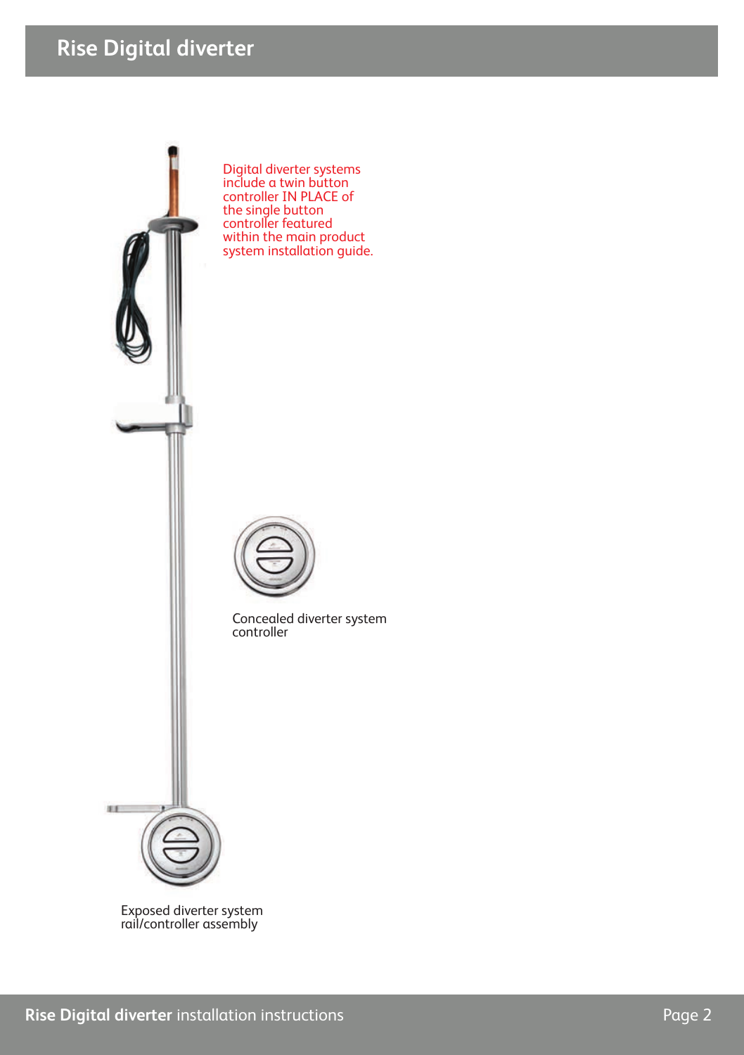# Rise Digital diverter

Digital diverter systems include a twin button controller IN PLACE of the single button controller featured within the main product system installation guide.

Concealed diverter system controller

Exposed diverter system rail/controller assembly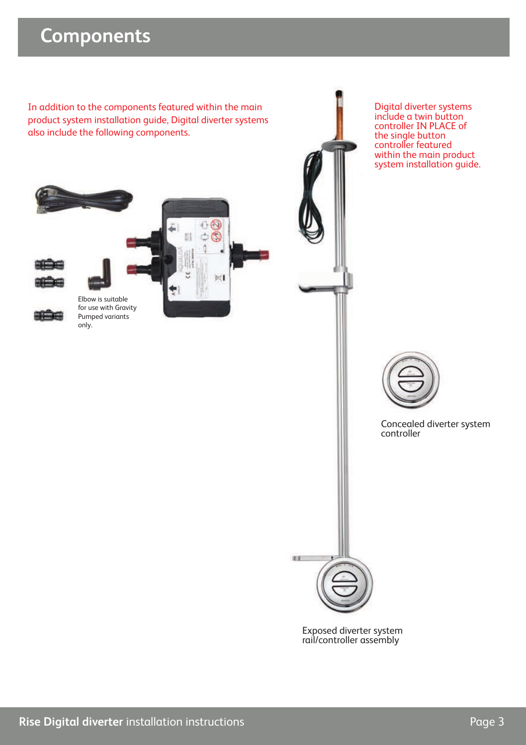# Components

In addition to the components featured within the main product system installation guide, Digital diverter systems also include the following components.

Digital diverter systems include a twin button controller IN PLACE of the single button controller featured within the main product system installation guide.

Elbow is suitable for use with Gravity Pumped variants only.

Concealed diverter system controller

Exposed diverter system rail/controller assembly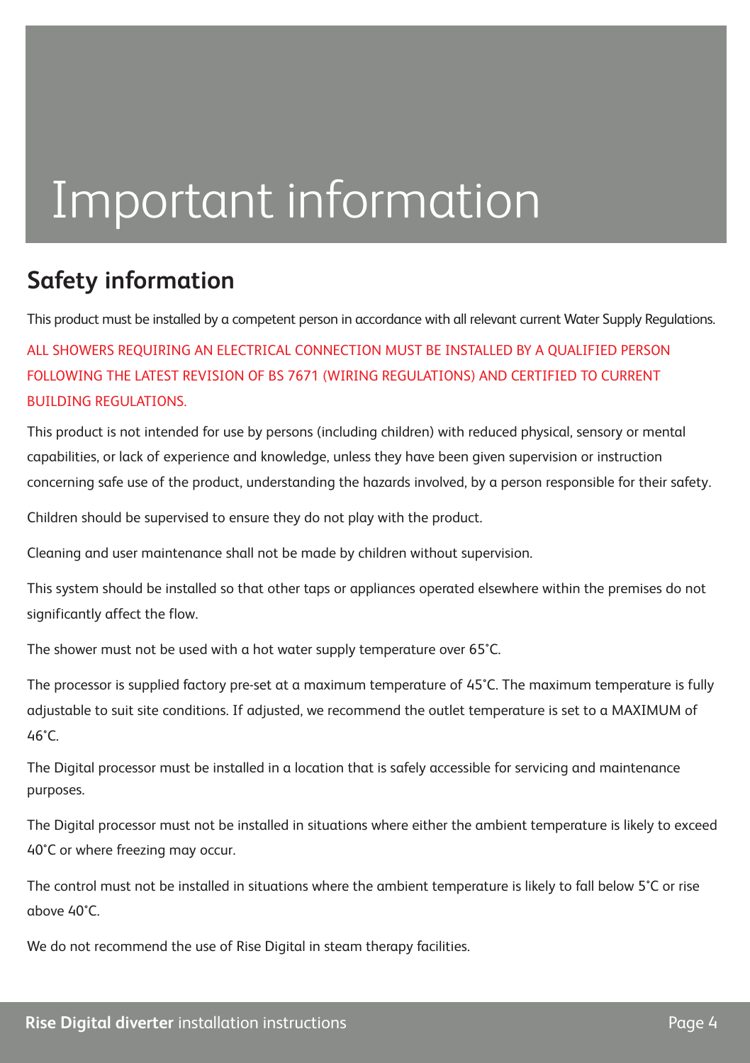# Important information

## Safety information

This product must be installed by a competent person in accordance with all relevant current Water Supply Regulations.

ALL SHOWERS REQUIRING AN ELECTRICAL CONNECTION MUST BE INSTALLED BY A QUALIFIED PERSON FOLLOWING THE LATEST REVISION OF BS 7671 (WIRING REGULATIONS) AND CERTIFIED TO CURRENT BUILDING REGULATIONS.

This product is not intended for use by persons (including children) with reduced physical, sensory or mental capabilities, or lack of experience and knowledge, unless they have been given supervision or instruction concerning safe use of the product, understanding the hazards involved, by a person responsible for their safety.

Children should be supervised to ensure they do not play with the product.

Cleaning and user maintenance shall not be made by children without supervision.

This system should be installed so that other taps or appliances operated elsewhere within the premises do not significantly affect the flow.

The shower must not be used with a hot water supply temperature over 65˚C.

The processor is supplied factory pre-set at a maximum temperature of 45˚C. The maximum temperature is fully adjustable to suit site conditions. If adjusted, we recommend the outlet temperature is set to a MAXIMUM of 46˚C.

The Digital processor must be installed in a location that is safely accessible for servicing and maintenance purposes.

The Digital processor must not be installed in situations where either the ambient temperature is likely to exceed 40˚C or where freezing may occur.

The control must not be installed in situations where the ambient temperature is likely to fall below 5˚C or rise above 40˚C.

We do not recommend the use of Rise Digital in steam therapy facilities.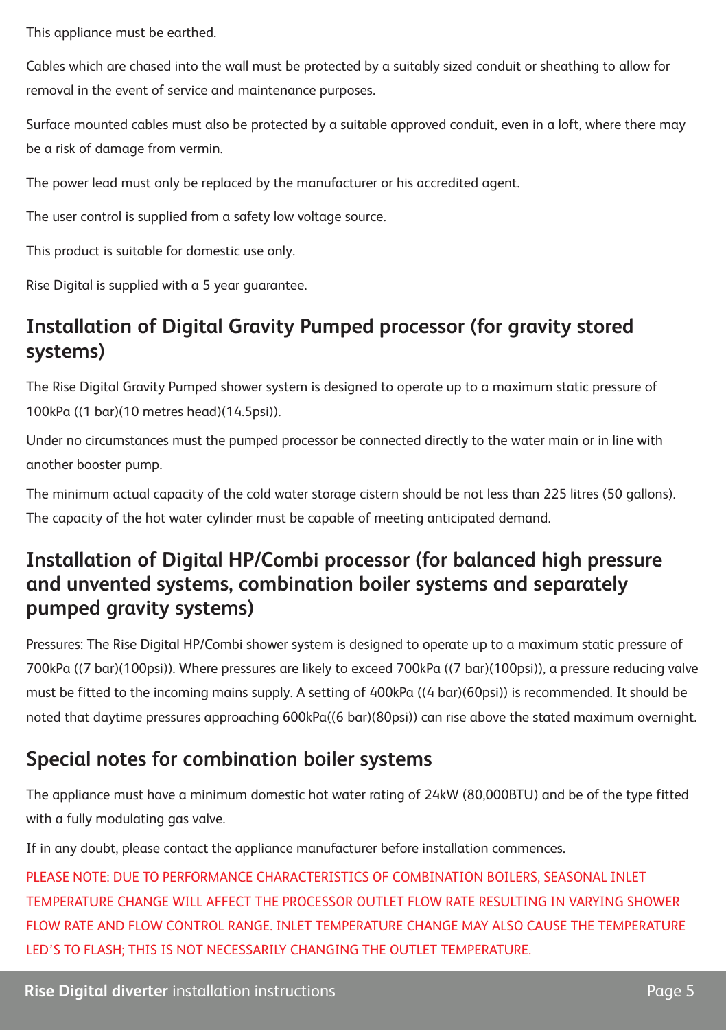This appliance must be earthed.

Cables which are chased into the wall must be protected by a suitably sized conduit or sheathing to allow for removal in the event of service and maintenance purposes.

Surface mounted cables must also be protected by a suitable approved conduit, even in a loft, where there may be a risk of damage from vermin.

The power lead must only be replaced by the manufacturer or his accredited agent.

The user control is supplied from a safety low voltage source.

This product is suitable for domestic use only.

Rise Digital is supplied with a 5 year guarantee.

## Installation of Digital Gravity Pumped processor (for gravity stored systems)

The Rise Digital Gravity Pumped shower system is designed to operate up to a maximum static pressure of 100kPa ((1 bar)(10 metres head)(14.5psi)).

Under no circumstances must the pumped processor be connected directly to the water main or in line with another booster pump.

The minimum actual capacity of the cold water storage cistern should be not less than 225 litres (50 gallons). The capacity of the hot water cylinder must be capable of meeting anticipated demand.

## Installation of Digital HP/Combi processor (for balanced high pressure and unvented systems, combination boiler systems and separately pumped gravity systems)

Pressures: The Rise Digital HP/Combi shower system is designed to operate up to a maximum static pressure of 700kPa ((7 bar)(100psi)). Where pressures are likely to exceed 700kPa ((7 bar)(100psi)), a pressure reducing valve must be fitted to the incoming mains supply. A setting of 400kPa ((4 bar)(60psi)) is recommended. It should be noted that daytime pressures approaching 600kPa((6 bar)(80psi)) can rise above the stated maximum overnight.

## Special notes for combination boiler systems

The appliance must have a minimum domestic hot water rating of 24kW (80,000BTU) and be of the type fitted with a fully modulating gas valve.

If in any doubt, please contact the appliance manufacturer before installation commences.

PLEASE NOTE: DUE TO PERFORMANCE CHARACTERISTICS OF COMBINATION BOILERS, SEASONAL INLET TEMPERATURE CHANGE WILL AFFECT THE PROCESSOR OUTLET FLOW RATE RESULTING IN VARYING SHOWER FLOW RATE AND FLOW CONTROL RANGE. INLET TEMPERATURE CHANGE MAY ALSO CAUSE THE TEMPERATURE LED'S TO FLASH; THIS IS NOT NECESSARILY CHANGING THE OUTLET TEMPERATURE.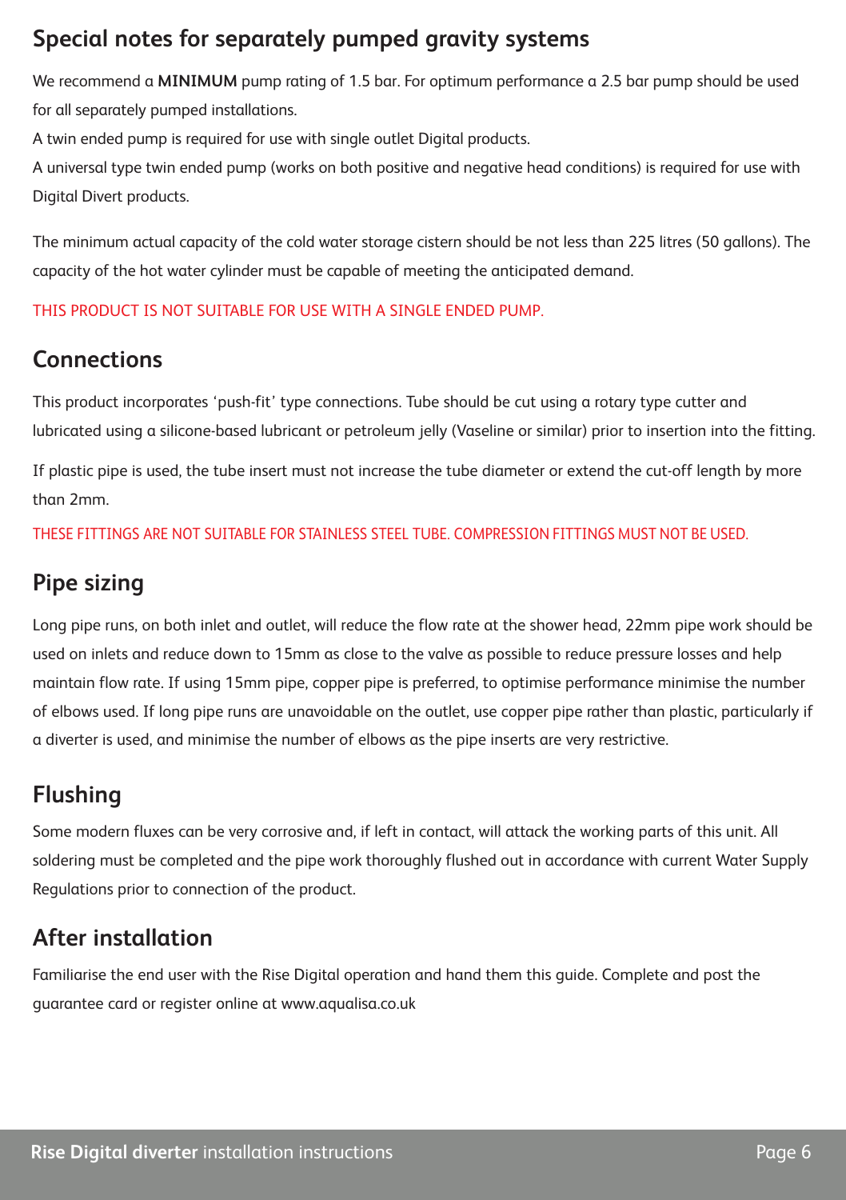## Special notes for separately pumped gravity systems

We recommend a **MINIMUM** pump rating of 1.5 bar. For optimum performance a 2.5 bar pump should be used for all separately pumped installations.

A twin ended pump is required for use with single outlet Digital products.

A universal type twin ended pump (works on both positive and negative head conditions) is required for use with Digital Divert products.

The minimum actual capacity of the cold water storage cistern should be not less than 225 litres (50 gallons). The capacity of the hot water cylinder must be capable of meeting the anticipated demand.

THIS PRODUCT IS NOT SUITABLE FOR USE WITH A SINGLE ENDED PUMP.

## Connections

This product incorporates 'push-fit' type connections. Tube should be cut using a rotary type cutter and lubricated using a silicone-based lubricant or petroleum jelly (Vaseline or similar) prior to insertion into the fitting.

If plastic pipe is used, the tube insert must not increase the tube diameter or extend the cut-off length by more than 2mm.

THESE FITTINGS ARE NOT SUITABLE FOR STAINLESS STEEL TUBE. COMPRESSION FITTINGS MUST NOT BE USED.

## Pipe sizing

Long pipe runs, on both inlet and outlet, will reduce the flow rate at the shower head, 22mm pipe work should be used on inlets and reduce down to 15mm as close to the valve as possible to reduce pressure losses and help maintain flow rate. If using 15mm pipe, copper pipe is preferred, to optimise performance minimise the number of elbows used. If long pipe runs are unavoidable on the outlet, use copper pipe rather than plastic, particularly if a diverter is used, and minimise the number of elbows as the pipe inserts are very restrictive.

## Flushing

Some modern fluxes can be very corrosive and, if left in contact, will attack the working parts of this unit. All soldering must be completed and the pipe work thoroughly flushed out in accordance with current Water Supply Regulations prior to connection of the product.

## After installation

Familiarise the end user with the Rise Digital operation and hand them this guide. Complete and post the guarantee card or register online at www.aqualisa.co.uk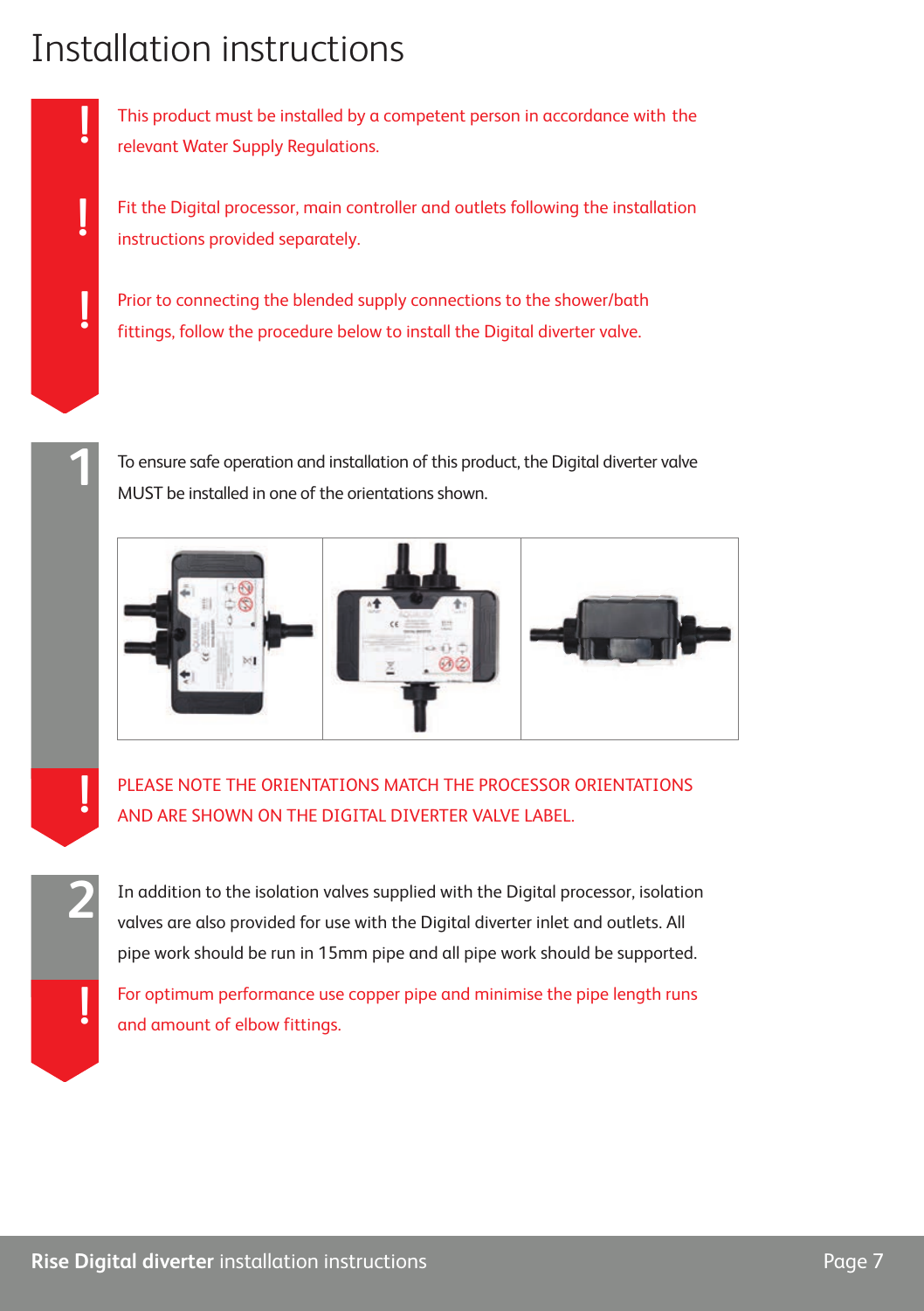# Installation instructions

! This product must be installed by a competent person in accordance with the relevant Water Supply Regulations.

! Fit the Digital processor, main controller and outlets following the installation instructions provided separately.

! Prior to connecting the blended supply connections to the shower/bath fittings, follow the procedure below to install the Digital diverter valve.

**1** To ensure safe operation and installation of this product, the Digital diverter valve MUST be installed in one of the orientations shown.

! PLEASE NOTE THE ORIENTATIONS MATCH THE PROCESSOR ORIENTATIONS AND ARE SHOWN ON THE DIGITAL DIVERTER VALVE LABEL.

**2** In addition to the isolation valves supplied with the Digital processor, isolation valves are also provided for use with the Digital diverter inlet and outlets. All pipe work should be run in 15mm pipe and all pipe work should be supported.

! For optimum performance use copper pipe and minimise the pipe length runs and amount of elbow fittings.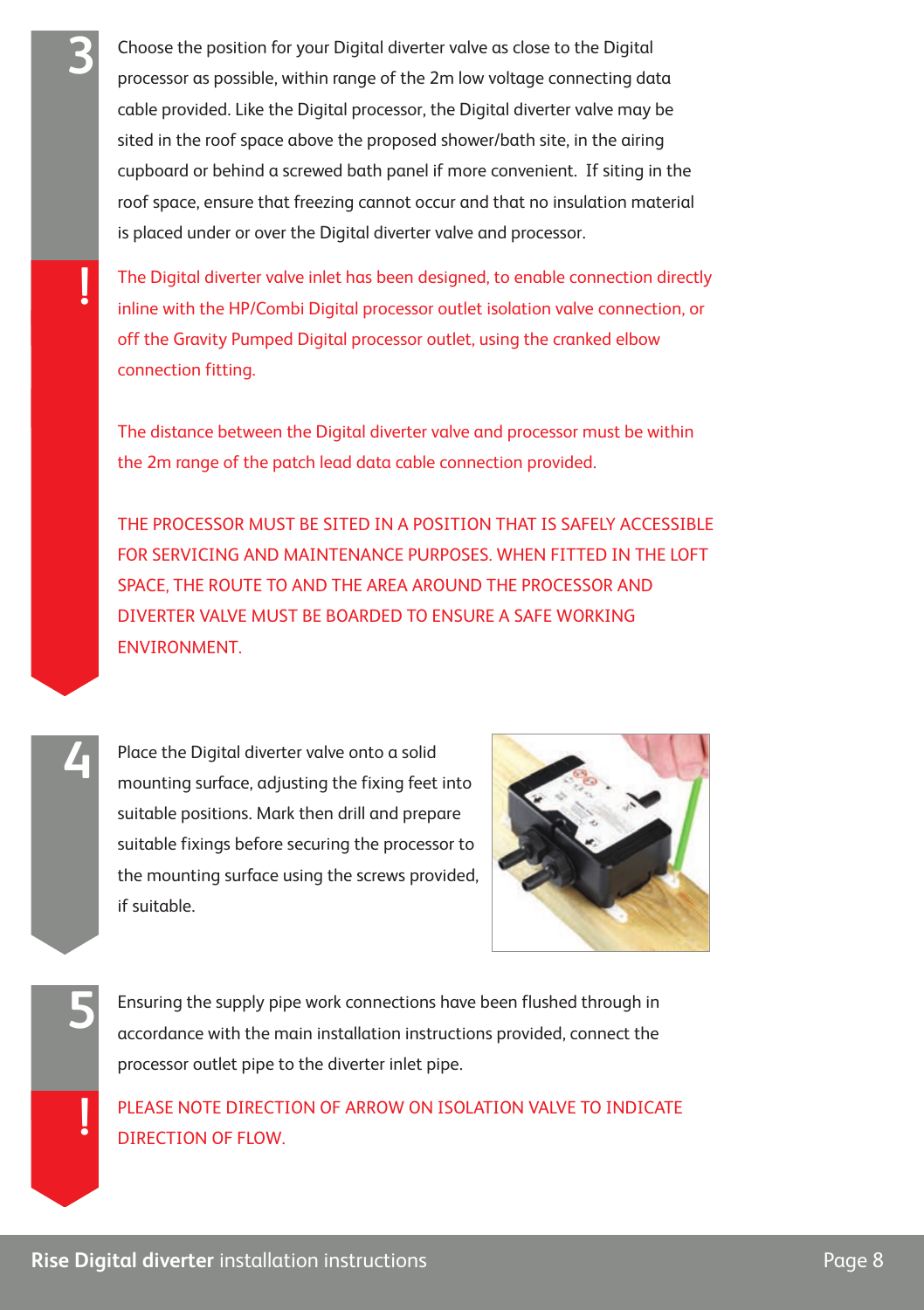**3**

Choose the position for your Digital diverter valve as close to the Digital processor as possible, within range of the 2m low voltage connecting data cable provided. Like the Digital processor, the Digital diverter valve may be sited in the roof space above the proposed shower/bath site, in the airing cupboard or behind a screwed bath panel if more convenient. If siting in the roof space, ensure that freezing cannot occur and that no insulation material is placed under or over the Digital diverter valve and processor.

**!**

The Digital diverter valve inlet has been designed, to enable connection directly inline with the HP/Combi Digital processor outlet isolation valve connection, or off the Gravity Pumped Digital processor outlet, using the cranked elbow connection fitting.

The distance between the Digital diverter valve and processor must be within the 2m range of the patch lead data cable connection provided.

THE PROCESSOR MUST BE SITED IN A POSITION THAT IS SAFELY ACCESSIBLE FOR SERVICING AND MAINTENANCE PURPOSES. WHEN FITTED IN THE LOFT SPACE, THE ROUTE TO AND THE AREA AROUND THE PROCESSOR AND DIVERTER VALVE MUST BE BOARDED TO ENSURE A SAFE WORKING ENVIRONMENT.

**4**

Place the Digital diverter valve onto a solid mounting surface, adjusting the fixing feet into suitable positions. Mark then drill and prepare suitable fixings before securing the processor to the mounting surface using the screws provided, if suitable.

**5**

Ensuring the supply pipe work connections have been flushed through in accordance with the main installation instructions provided, connect the processor outlet pipe to the diverter inlet pipe.

**!**

PLEASE NOTE DIRECTION OF ARROW ON ISOLATION VALVE TO INDICATE DIRECTION OF FLOW.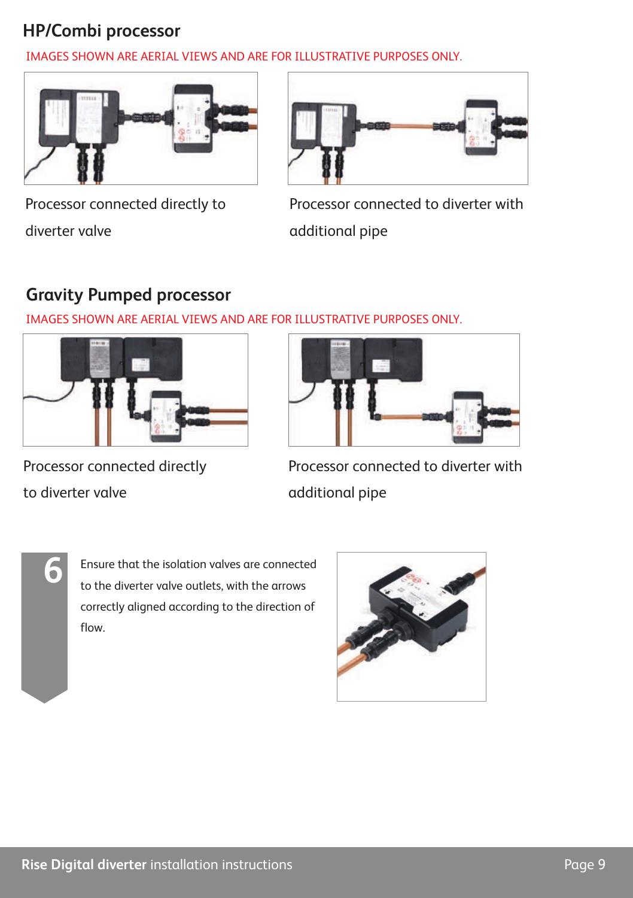## HP/Combi processor

IMAGES SHOWN ARE AERIAL VIEWS AND ARE FOR ILLUSTRATIVE PURPOSES ONLY.

Processor connected directly to diverter valve

Processor connected to diverter with additional pipe

## Gravity Pumped processor

IMAGES SHOWN ARE AERIAL VIEWS AND ARE FOR ILLUSTRATIVE PURPOSES ONLY.

Processor connected directly to diverter valve

Processor connected to diverter with additional pipe

**6**

Ensure that the isolation valves are connected to the diverter valve outlets, with the arrows correctly aligned according to the direction of flow.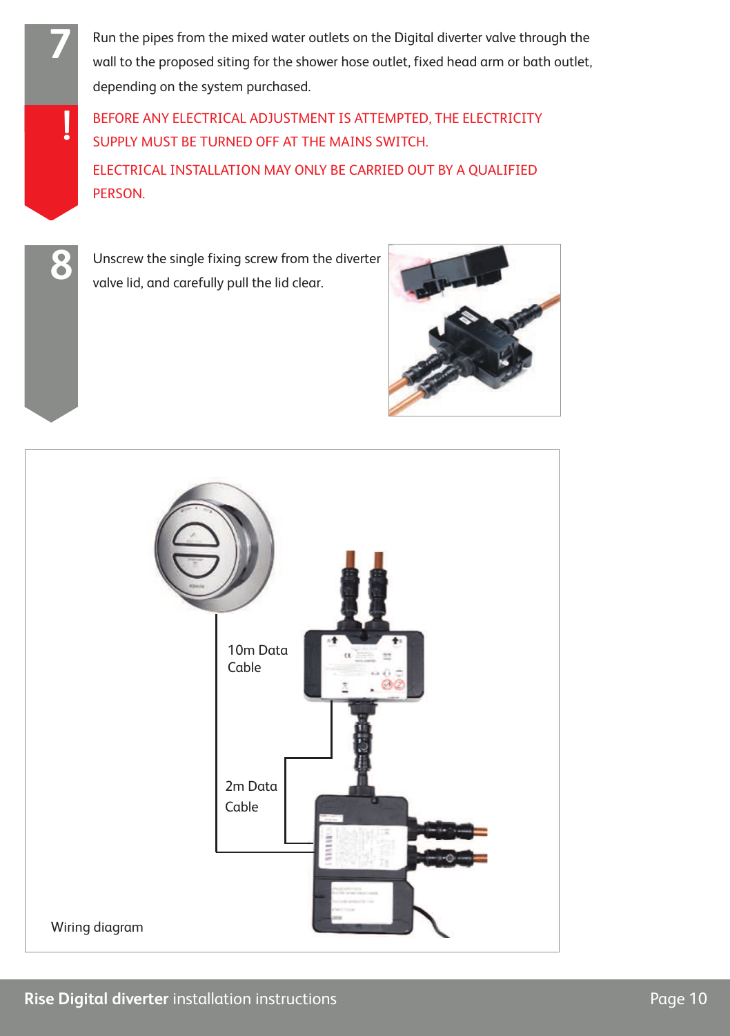**7**

Run the pipes from the mixed water outlets on the Digital diverter valve through the wall to the proposed siting for the shower hose outlet, fixed head arm or bath outlet, depending on the system purchased.

**!**

BEFORE ANY ELECTRICAL ADJUSTMENT IS ATTEMPTED, THE ELECTRICITY SUPPLY MUST BE TURNED OFF AT THE MAINS SWITCH.

ELECTRICAL INSTALLATION MAY ONLY BE CARRIED OUT BY A QUALIFIED PERSON.

**8**

Unscrew the single fixing screw from the diverter valve lid, and carefully pull the lid clear.

10m Data Cable

2m Data Cable

Wiring diagram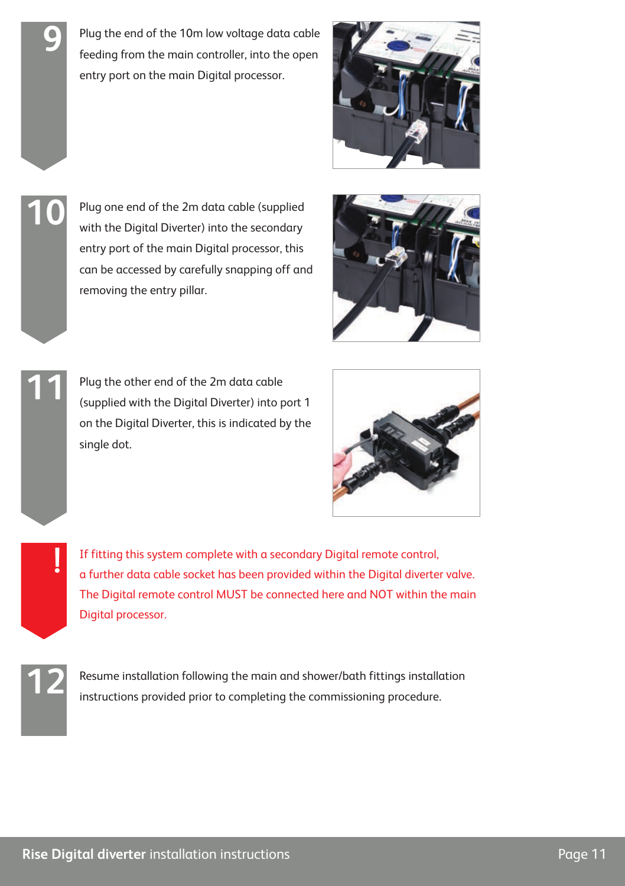**9** Plug the end of the 10m low voltage data cable feeding from the main controller, into the open entry port on the main Digital processor.

**10** Plug one end of the 2m data cable (supplied with the Digital Diverter) into the secondary entry port of the main Digital processor, this can be accessed by carefully snapping off and removing the entry pillar.

**11** Plug the other end of the 2m data cable (supplied with the Digital Diverter) into port 1 on the Digital Diverter, this is indicated by the single dot.

**!** If fitting this system complete with a secondary Digital remote control, a further data cable socket has been provided within the Digital diverter valve. The Digital remote control MUST be connected here and NOT within the main Digital processor.

**12** Resume installation following the main and shower/bath fittings installation instructions provided prior to completing the commissioning procedure.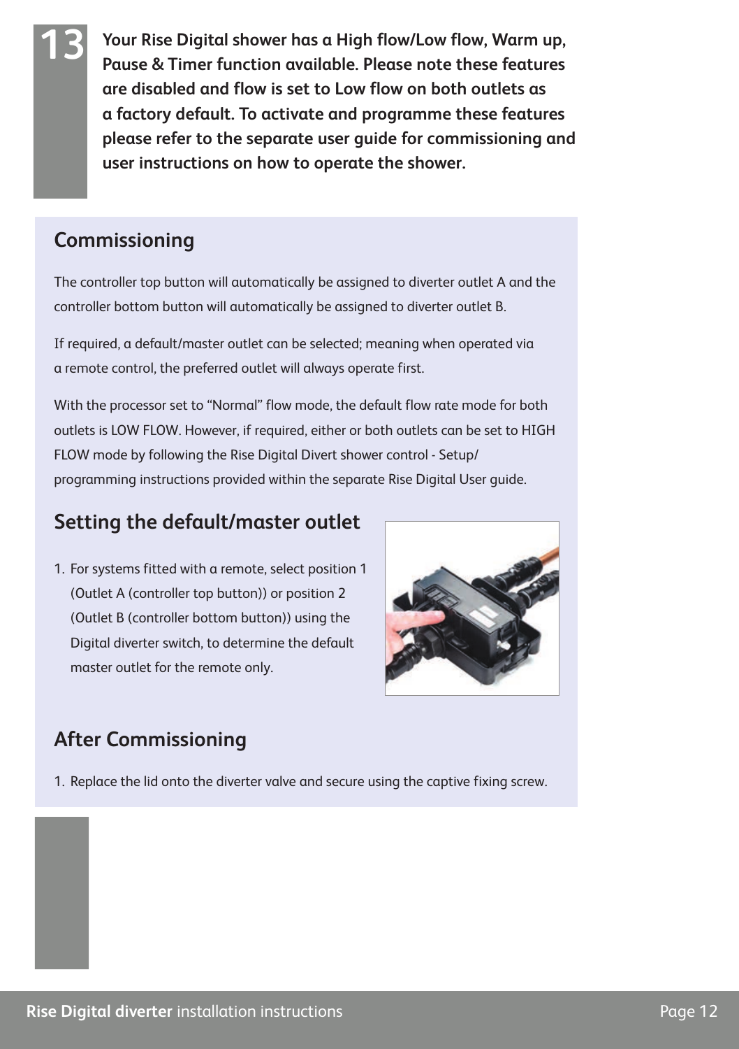**13** **Your Rise Digital shower has a High flow/Low flow, Warm up, Pause & Timer function available. Please note these features are disabled and flow is set to Low flow on both outlets as a factory default. To activate and programme these features please refer to the separate user guide for commissioning and user instructions on how to operate the shower.**

## Commissioning

The controller top button will automatically be assigned to diverter outlet A and the controller bottom button will automatically be assigned to diverter outlet B.

If required, a default/master outlet can be selected; meaning when operated via a remote control, the preferred outlet will always operate first.

With the processor set to "Normal" flow mode, the default flow rate mode for both outlets is LOW FLOW. However, if required, either or both outlets can be set to HIGH FLOW mode by following the Rise Digital Divert shower control - Setup/programming instructions provided within the separate Rise Digital User guide.

## Setting the default/master outlet

1. For systems fitted with a remote, select position 1 (Outlet A (controller top button)) or position 2 (Outlet B (controller bottom button)) using the Digital diverter switch, to determine the default master outlet for the remote only.

## After Commissioning

1. Replace the lid onto the diverter valve and secure using the captive fixing screw.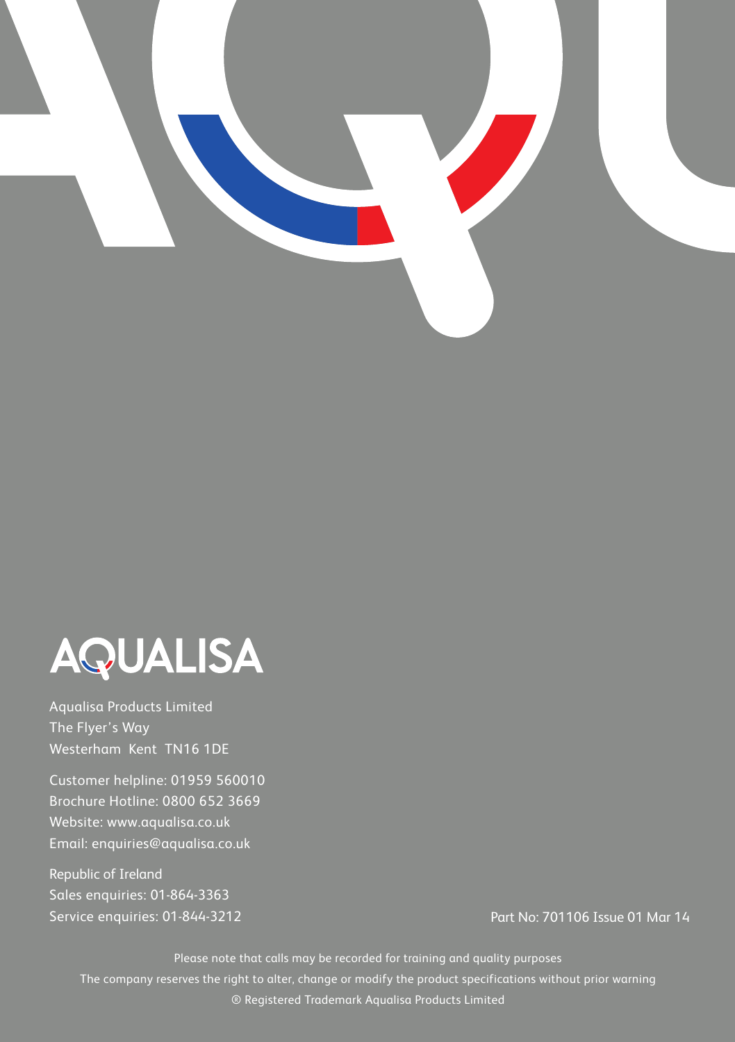AQUALISA

Aqualisa Products Limited
The Flyer's Way
Westerham  Kent  TN16 1DE

Customer helpline: 01959 560010
Brochure Hotline: 0800 652 3669
Website: www.aqualisa.co.uk
Email: enquiries@aqualisa.co.uk

Republic of Ireland
Sales enquiries: 01-864-3363
Service enquiries: 01-844-3212

Part No: 701106 Issue 01 Mar 14

Please note that calls may be recorded for training and quality purposes
The company reserves the right to alter, change or modify the product specifications without prior warning
® Registered Trademark Aqualisa Products Limited